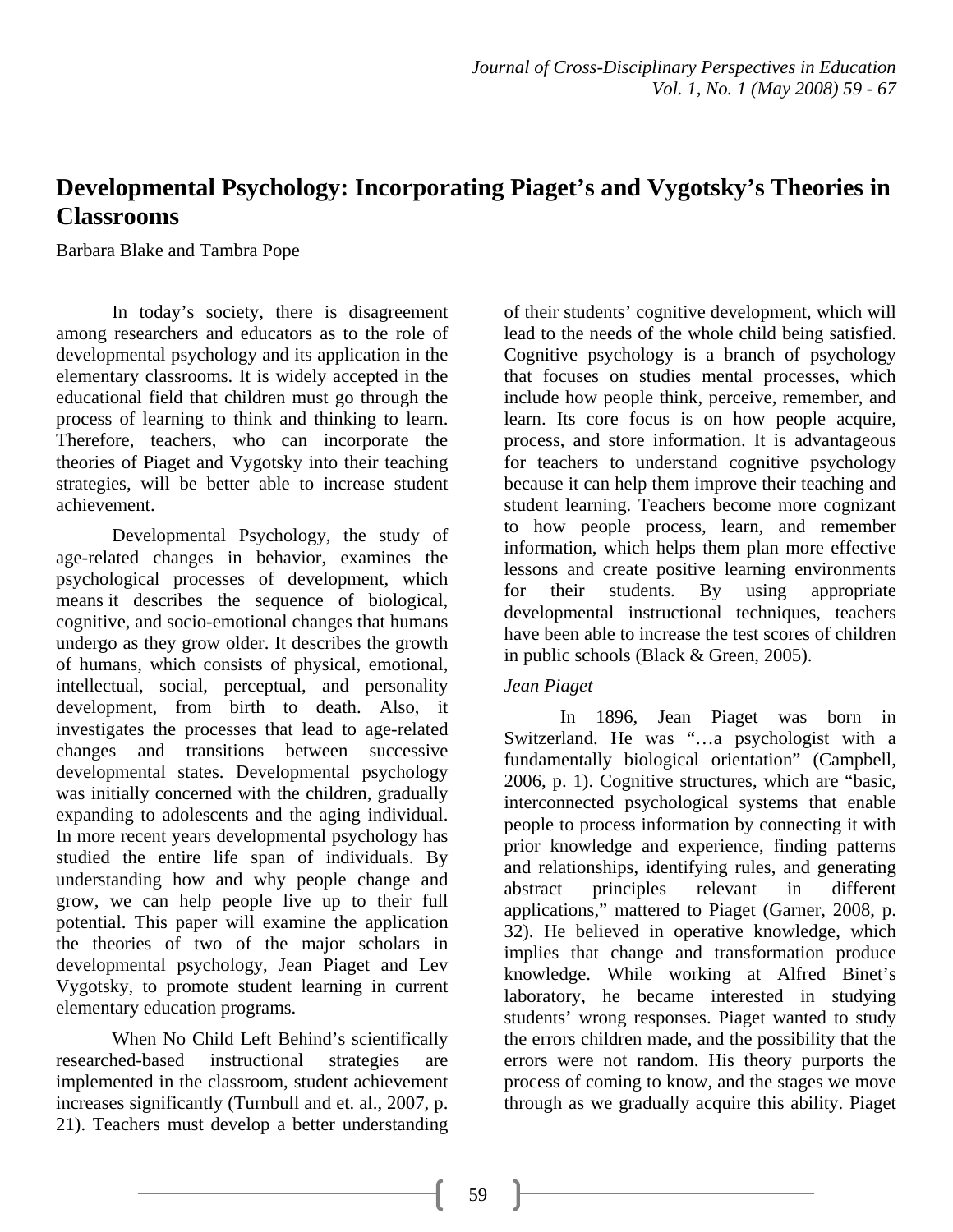# Developmental Psychology: Incorporating Piaget's and Vygotsky's Theories in Classrooms

Barbara Blake and Tambra Pope

In today's society, there is disagreement among researchers and educators as to the role of developmental psychology and its application in the elementary classrooms. It is widely accepted in the educational field that children must go through the process of learning to think and thinking to learn. Therefore, teachers, who can incorporate the theories of Piaget and Vygotsky into their teaching strategies, will be better able to increase student achievement.

Developmental Psychology, the study of age-related changes in behavior, examines the psychological processes of development, which means it describes the sequence of biological, cognitive, and socio-emotional changes that humans undergo as they grow older. It describes the growth of humans, which consists of physical, emotional, intellectual, social, perceptual, and personality development, from birth to death. Also, it investigates the processes that lead to age-related changes and transitions between successive developmental states. Developmental psychology was initially concerned with the children, gradually expanding to adolescents and the aging individual. In more recent years developmental psychology has studied the entire life span of individuals. By understanding how and why people change and grow, we can help people live up to their full potential. This paper will examine the application the theories of two of the major scholars in developmental psychology, Jean Piaget and Lev Vygotsky, to promote student learning in current elementary education programs.

When No Child Left Behind's scientifically researched-based instructional strategies are implemented in the classroom, student achievement increases significantly (Turnbull and et. al., 2007, p. 21). Teachers must develop a better understanding of their students' cognitive development, which will lead to the needs of the whole child being satisfied. Cognitive psychology is a branch of psychology that focuses on studies mental processes, which include how people think, perceive, remember, and learn. Its core focus is on how people acquire, process, and store information. It is advantageous for teachers to understand cognitive psychology because it can help them improve their teaching and student learning. Teachers become more cognizant to how people process, learn, and remember information, which helps them plan more effective lessons and create positive learning environments for their students. By using appropriate developmental instructional techniques, teachers have been able to increase the test scores of children in public schools (Black & Green, 2005).

*Jean Piaget*

In 1896, Jean Piaget was born in Switzerland. He was "…a psychologist with a fundamentally biological orientation" (Campbell, 2006, p. 1). Cognitive structures, which are "basic, interconnected psychological systems that enable people to process information by connecting it with prior knowledge and experience, finding patterns and relationships, identifying rules, and generating abstract principles relevant in different applications," mattered to Piaget (Garner, 2008, p. 32). He believed in operative knowledge, which implies that change and transformation produce knowledge. While working at Alfred Binet's laboratory, he became interested in studying students' wrong responses. Piaget wanted to study the errors children made, and the possibility that the errors were not random. His theory purports the process of coming to know, and the stages we move through as we gradually acquire this ability. Piaget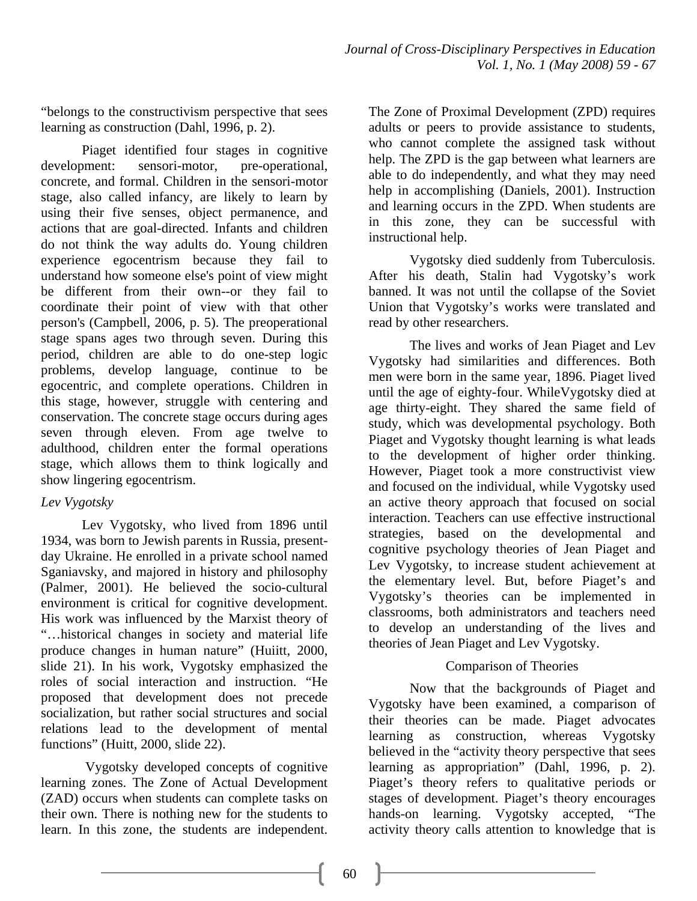"belongs to the constructivism perspective that sees learning as construction (Dahl, 1996, p. 2).

Piaget identified four stages in cognitive development: sensori-motor, pre-operational, concrete, and formal. Children in the sensori-motor stage, also called infancy, are likely to learn by using their five senses, object permanence, and actions that are goal-directed. Infants and children do not think the way adults do. Young children experience egocentrism because they fail to understand how someone else's point of view might be different from their own--or they fail to coordinate their point of view with that other person's (Campbell, 2006, p. 5). The preoperational stage spans ages two through seven. During this period, children are able to do one-step logic problems, develop language, continue to be egocentric, and complete operations. Children in this stage, however, struggle with centering and conservation. The concrete stage occurs during ages seven through eleven. From age twelve to adulthood, children enter the formal operations stage, which allows them to think logically and show lingering egocentrism.

*Lev Vygotsky*

Lev Vygotsky, who lived from 1896 until 1934, was born to Jewish parents in Russia, present-day Ukraine. He enrolled in a private school named Sganiavsky, and majored in history and philosophy (Palmer, 2001). He believed the socio-cultural environment is critical for cognitive development. His work was influenced by the Marxist theory of "…historical changes in society and material life produce changes in human nature" (Huiitt, 2000, slide 21). In his work, Vygotsky emphasized the roles of social interaction and instruction. "He proposed that development does not precede socialization, but rather social structures and social relations lead to the development of mental functions" (Huitt, 2000, slide 22).

Vygotsky developed concepts of cognitive learning zones. The Zone of Actual Development (ZAD) occurs when students can complete tasks on their own. There is nothing new for the students to learn. In this zone, the students are independent. The Zone of Proximal Development (ZPD) requires adults or peers to provide assistance to students, who cannot complete the assigned task without help. The ZPD is the gap between what learners are able to do independently, and what they may need help in accomplishing (Daniels, 2001). Instruction and learning occurs in the ZPD. When students are in this zone, they can be successful with instructional help.

Vygotsky died suddenly from Tuberculosis. After his death, Stalin had Vygotsky's work banned. It was not until the collapse of the Soviet Union that Vygotsky's works were translated and read by other researchers.

The lives and works of Jean Piaget and Lev Vygotsky had similarities and differences. Both men were born in the same year, 1896. Piaget lived until the age of eighty-four. WhileVygotsky died at age thirty-eight. They shared the same field of study, which was developmental psychology. Both Piaget and Vygotsky thought learning is what leads to the development of higher order thinking. However, Piaget took a more constructivist view and focused on the individual, while Vygotsky used an active theory approach that focused on social interaction. Teachers can use effective instructional strategies, based on the developmental and cognitive psychology theories of Jean Piaget and Lev Vygotsky, to increase student achievement at the elementary level. But, before Piaget's and Vygotsky's theories can be implemented in classrooms, both administrators and teachers need to develop an understanding of the lives and theories of Jean Piaget and Lev Vygotsky.

## Comparison of Theories

Now that the backgrounds of Piaget and Vygotsky have been examined, a comparison of their theories can be made. Piaget advocates learning as construction, whereas Vygotsky believed in the "activity theory perspective that sees learning as appropriation" (Dahl, 1996, p. 2). Piaget's theory refers to qualitative periods or stages of development. Piaget's theory encourages hands-on learning. Vygotsky accepted, "The activity theory calls attention to knowledge that is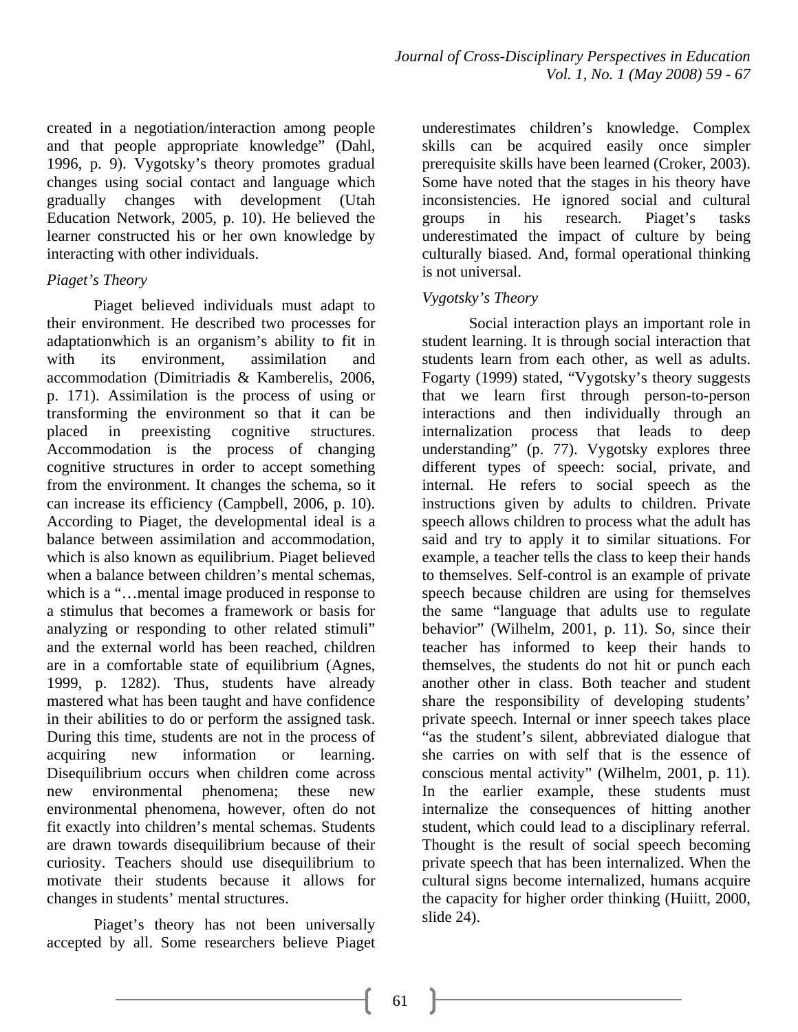created in a negotiation/interaction among people and that people appropriate knowledge" (Dahl, 1996, p. 9). Vygotsky's theory promotes gradual changes using social contact and language which gradually changes with development (Utah Education Network, 2005, p. 10). He believed the learner constructed his or her own knowledge by interacting with other individuals.

### *Piaget's Theory*

Piaget believed individuals must adapt to their environment. He described two processes for adaptationwhich is an organism's ability to fit in with its environment, assimilation and accommodation (Dimitriadis & Kamberelis, 2006, p. 171). Assimilation is the process of using or transforming the environment so that it can be placed in preexisting cognitive structures. Accommodation is the process of changing cognitive structures in order to accept something from the environment. It changes the schema, so it can increase its efficiency (Campbell, 2006, p. 10). According to Piaget, the developmental ideal is a balance between assimilation and accommodation, which is also known as equilibrium. Piaget believed when a balance between children's mental schemas, which is a "…mental image produced in response to a stimulus that becomes a framework or basis for analyzing or responding to other related stimuli" and the external world has been reached, children are in a comfortable state of equilibrium (Agnes, 1999, p. 1282). Thus, students have already mastered what has been taught and have confidence in their abilities to do or perform the assigned task. During this time, students are not in the process of acquiring new information or learning. Disequilibrium occurs when children come across new environmental phenomena; these new environmental phenomena, however, often do not fit exactly into children's mental schemas. Students are drawn towards disequilibrium because of their curiosity. Teachers should use disequilibrium to motivate their students because it allows for changes in students' mental structures.

Piaget's theory has not been universally accepted by all. Some researchers believe Piaget underestimates children's knowledge. Complex skills can be acquired easily once simpler prerequisite skills have been learned (Croker, 2003). Some have noted that the stages in his theory have inconsistencies. He ignored social and cultural groups in his research. Piaget's tasks underestimated the impact of culture by being culturally biased. And, formal operational thinking is not universal.

### *Vygotsky's Theory*

Social interaction plays an important role in student learning. It is through social interaction that students learn from each other, as well as adults. Fogarty (1999) stated, "Vygotsky's theory suggests that we learn first through person-to-person interactions and then individually through an internalization process that leads to deep understanding" (p. 77). Vygotsky explores three different types of speech: social, private, and internal. He refers to social speech as the instructions given by adults to children. Private speech allows children to process what the adult has said and try to apply it to similar situations. For example, a teacher tells the class to keep their hands to themselves. Self-control is an example of private speech because children are using for themselves the same "language that adults use to regulate behavior" (Wilhelm, 2001, p. 11). So, since their teacher has informed to keep their hands to themselves, the students do not hit or punch each another other in class. Both teacher and student share the responsibility of developing students' private speech. Internal or inner speech takes place "as the student's silent, abbreviated dialogue that she carries on with self that is the essence of conscious mental activity" (Wilhelm, 2001, p. 11). In the earlier example, these students must internalize the consequences of hitting another student, which could lead to a disciplinary referral. Thought is the result of social speech becoming private speech that has been internalized. When the cultural signs become internalized, humans acquire the capacity for higher order thinking (Huiitt, 2000, slide 24).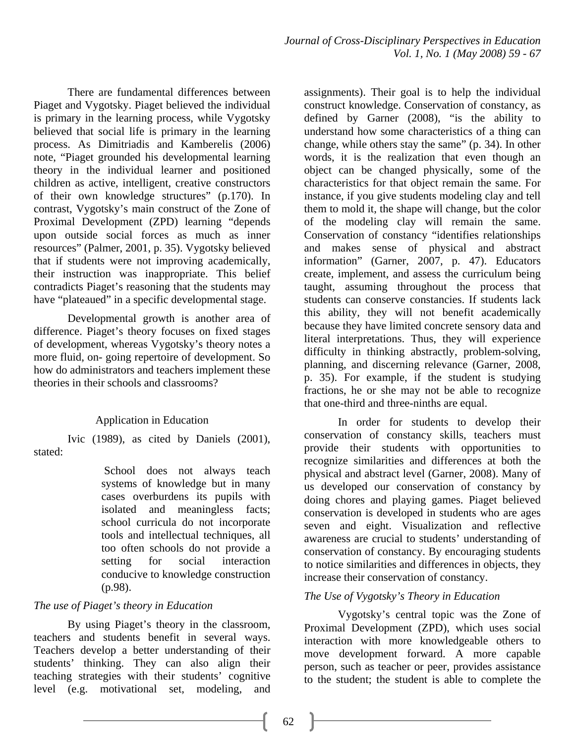There are fundamental differences between Piaget and Vygotsky. Piaget believed the individual is primary in the learning process, while Vygotsky believed that social life is primary in the learning process. As Dimitriadis and Kamberelis (2006) note, "Piaget grounded his developmental learning theory in the individual learner and positioned children as active, intelligent, creative constructors of their own knowledge structures" (p.170). In contrast, Vygotsky's main construct of the Zone of Proximal Development (ZPD) learning "depends upon outside social forces as much as inner resources" (Palmer, 2001, p. 35). Vygotsky believed that if students were not improving academically, their instruction was inappropriate. This belief contradicts Piaget's reasoning that the students may have "plateaued" in a specific developmental stage.

Developmental growth is another area of difference. Piaget's theory focuses on fixed stages of development, whereas Vygotsky's theory notes a more fluid, on- going repertoire of development. So how do administrators and teachers implement these theories in their schools and classrooms?

## Application in Education

Ivic (1989), as cited by Daniels (2001), stated:

> School does not always teach systems of knowledge but in many cases overburdens its pupils with isolated and meaningless facts; school curricula do not incorporate tools and intellectual techniques, all too often schools do not provide a setting for social interaction conducive to knowledge construction (p.98).

### *The use of Piaget's theory in Education*

By using Piaget's theory in the classroom, teachers and students benefit in several ways. Teachers develop a better understanding of their students' thinking. They can also align their teaching strategies with their students' cognitive level (e.g. motivational set, modeling, and assignments). Their goal is to help the individual construct knowledge. Conservation of constancy, as defined by Garner (2008), "is the ability to understand how some characteristics of a thing can change, while others stay the same" (p. 34). In other words, it is the realization that even though an object can be changed physically, some of the characteristics for that object remain the same. For instance, if you give students modeling clay and tell them to mold it, the shape will change, but the color of the modeling clay will remain the same. Conservation of constancy "identifies relationships and makes sense of physical and abstract information" (Garner, 2007, p. 47). Educators create, implement, and assess the curriculum being taught, assuming throughout the process that students can conserve constancies. If students lack this ability, they will not benefit academically because they have limited concrete sensory data and literal interpretations. Thus, they will experience difficulty in thinking abstractly, problem-solving, planning, and discerning relevance (Garner, 2008, p. 35). For example, if the student is studying fractions, he or she may not be able to recognize that one-third and three-ninths are equal.

In order for students to develop their conservation of constancy skills, teachers must provide their students with opportunities to recognize similarities and differences at both the physical and abstract level (Garner, 2008). Many of us developed our conservation of constancy by doing chores and playing games. Piaget believed conservation is developed in students who are ages seven and eight. Visualization and reflective awareness are crucial to students' understanding of conservation of constancy. By encouraging students to notice similarities and differences in objects, they increase their conservation of constancy.

### *The Use of Vygotsky's Theory in Education*

Vygotsky's central topic was the Zone of Proximal Development (ZPD), which uses social interaction with more knowledgeable others to move development forward. A more capable person, such as teacher or peer, provides assistance to the student; the student is able to complete the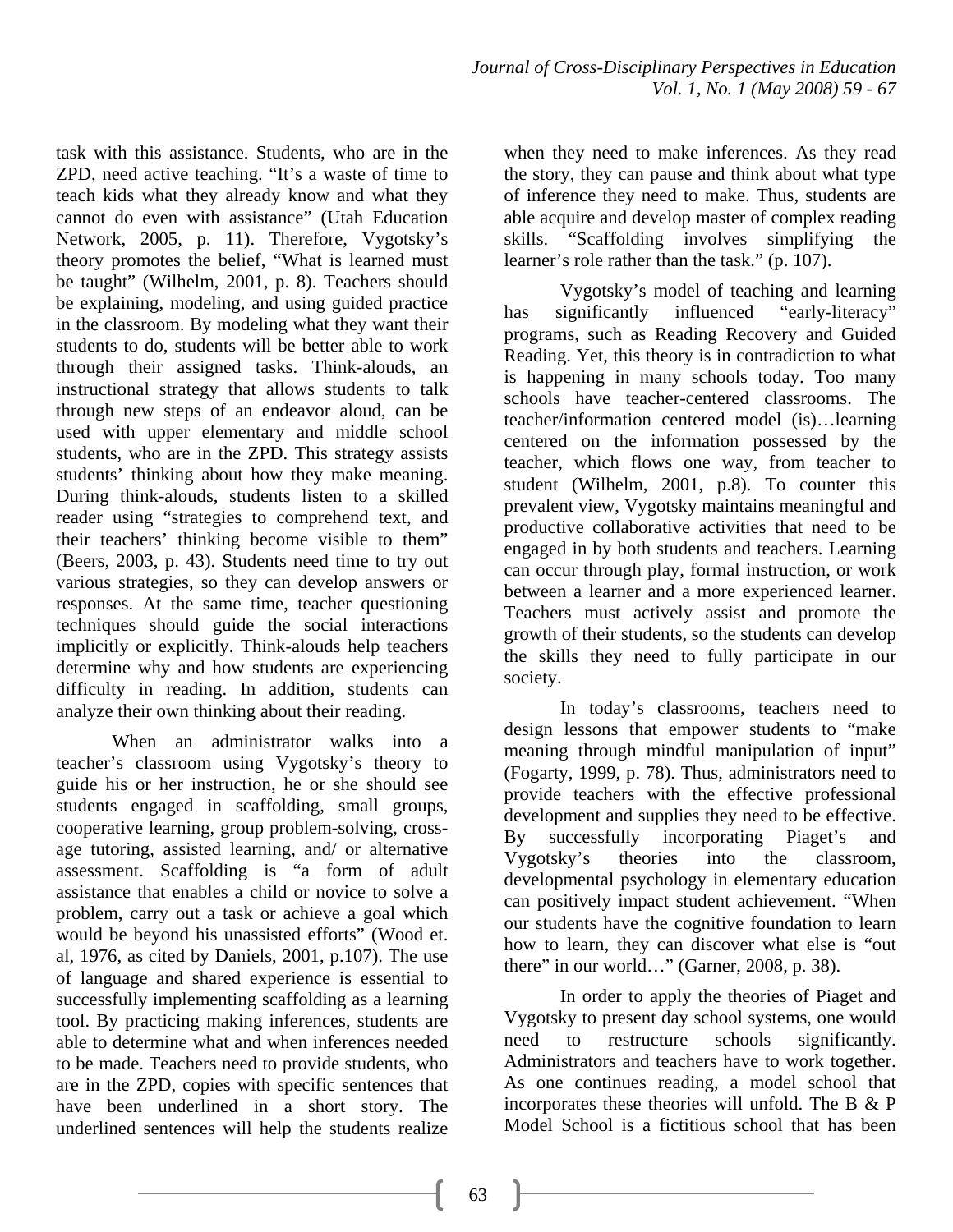task with this assistance. Students, who are in the ZPD, need active teaching. "It's a waste of time to teach kids what they already know and what they cannot do even with assistance" (Utah Education Network, 2005, p. 11). Therefore, Vygotsky's theory promotes the belief, "What is learned must be taught" (Wilhelm, 2001, p. 8). Teachers should be explaining, modeling, and using guided practice in the classroom. By modeling what they want their students to do, students will be better able to work through their assigned tasks. Think-alouds, an instructional strategy that allows students to talk through new steps of an endeavor aloud, can be used with upper elementary and middle school students, who are in the ZPD. This strategy assists students' thinking about how they make meaning. During think-alouds, students listen to a skilled reader using "strategies to comprehend text, and their teachers' thinking become visible to them" (Beers, 2003, p. 43). Students need time to try out various strategies, so they can develop answers or responses. At the same time, teacher questioning techniques should guide the social interactions implicitly or explicitly. Think-alouds help teachers determine why and how students are experiencing difficulty in reading. In addition, students can analyze their own thinking about their reading.

When an administrator walks into a teacher's classroom using Vygotsky's theory to guide his or her instruction, he or she should see students engaged in scaffolding, small groups, cooperative learning, group problem-solving, cross-age tutoring, assisted learning, and/ or alternative assessment. Scaffolding is "a form of adult assistance that enables a child or novice to solve a problem, carry out a task or achieve a goal which would be beyond his unassisted efforts" (Wood et. al, 1976, as cited by Daniels, 2001, p.107). The use of language and shared experience is essential to successfully implementing scaffolding as a learning tool. By practicing making inferences, students are able to determine what and when inferences needed to be made. Teachers need to provide students, who are in the ZPD, copies with specific sentences that have been underlined in a short story. The underlined sentences will help the students realize when they need to make inferences. As they read the story, they can pause and think about what type of inference they need to make. Thus, students are able acquire and develop master of complex reading skills. "Scaffolding involves simplifying the learner's role rather than the task." (p. 107).

Vygotsky's model of teaching and learning has significantly influenced "early-literacy" programs, such as Reading Recovery and Guided Reading. Yet, this theory is in contradiction to what is happening in many schools today. Too many schools have teacher-centered classrooms. The teacher/information centered model (is)…learning centered on the information possessed by the teacher, which flows one way, from teacher to student (Wilhelm, 2001, p.8). To counter this prevalent view, Vygotsky maintains meaningful and productive collaborative activities that need to be engaged in by both students and teachers. Learning can occur through play, formal instruction, or work between a learner and a more experienced learner. Teachers must actively assist and promote the growth of their students, so the students can develop the skills they need to fully participate in our society.

In today's classrooms, teachers need to design lessons that empower students to "make meaning through mindful manipulation of input" (Fogarty, 1999, p. 78). Thus, administrators need to provide teachers with the effective professional development and supplies they need to be effective. By successfully incorporating Piaget's and Vygotsky's theories into the classroom, developmental psychology in elementary education can positively impact student achievement. "When our students have the cognitive foundation to learn how to learn, they can discover what else is "out there" in our world…" (Garner, 2008, p. 38).

In order to apply the theories of Piaget and Vygotsky to present day school systems, one would need to restructure schools significantly. Administrators and teachers have to work together. As one continues reading, a model school that incorporates these theories will unfold. The B & P Model School is a fictitious school that has been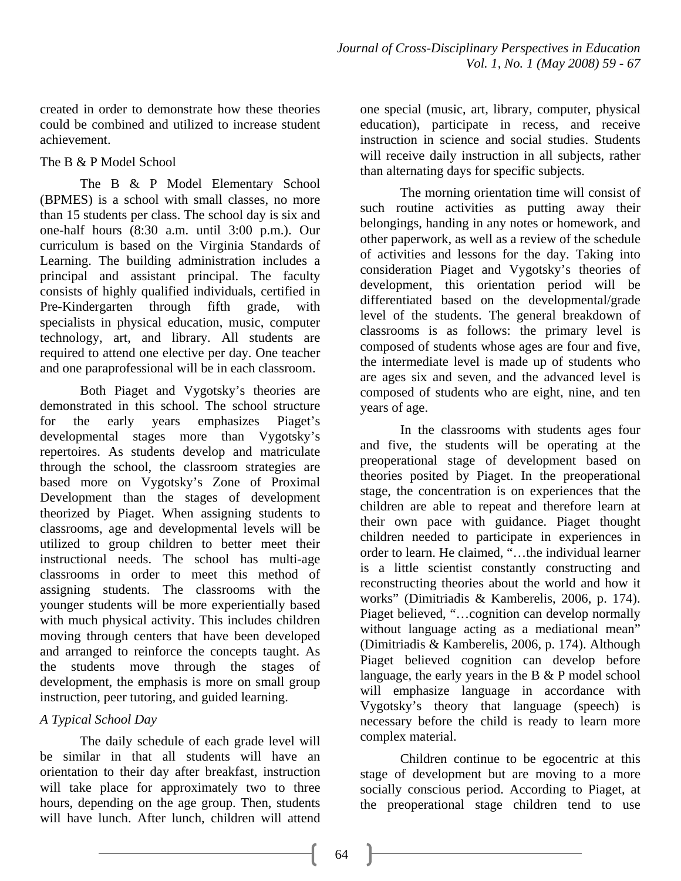created in order to demonstrate how these theories could be combined and utilized to increase student achievement.

The B & P Model School

The B & P Model Elementary School (BPMES) is a school with small classes, no more than 15 students per class. The school day is six and one-half hours (8:30 a.m. until 3:00 p.m.). Our curriculum is based on the Virginia Standards of Learning. The building administration includes a principal and assistant principal. The faculty consists of highly qualified individuals, certified in Pre-Kindergarten through fifth grade, with specialists in physical education, music, computer technology, art, and library. All students are required to attend one elective per day. One teacher and one paraprofessional will be in each classroom.

Both Piaget and Vygotsky's theories are demonstrated in this school. The school structure for the early years emphasizes Piaget's developmental stages more than Vygotsky's repertoires. As students develop and matriculate through the school, the classroom strategies are based more on Vygotsky's Zone of Proximal Development than the stages of development theorized by Piaget. When assigning students to classrooms, age and developmental levels will be utilized to group children to better meet their instructional needs. The school has multi-age classrooms in order to meet this method of assigning students. The classrooms with the younger students will be more experientially based with much physical activity. This includes children moving through centers that have been developed and arranged to reinforce the concepts taught. As the students move through the stages of development, the emphasis is more on small group instruction, peer tutoring, and guided learning.

*A Typical School Day*

The daily schedule of each grade level will be similar in that all students will have an orientation to their day after breakfast, instruction will take place for approximately two to three hours, depending on the age group. Then, students will have lunch. After lunch, children will attend one special (music, art, library, computer, physical education), participate in recess, and receive instruction in science and social studies. Students will receive daily instruction in all subjects, rather than alternating days for specific subjects.

The morning orientation time will consist of such routine activities as putting away their belongings, handing in any notes or homework, and other paperwork, as well as a review of the schedule of activities and lessons for the day. Taking into consideration Piaget and Vygotsky's theories of development, this orientation period will be differentiated based on the developmental/grade level of the students. The general breakdown of classrooms is as follows: the primary level is composed of students whose ages are four and five, the intermediate level is made up of students who are ages six and seven, and the advanced level is composed of students who are eight, nine, and ten years of age.

In the classrooms with students ages four and five, the students will be operating at the preoperational stage of development based on theories posited by Piaget. In the preoperational stage, the concentration is on experiences that the children are able to repeat and therefore learn at their own pace with guidance. Piaget thought children needed to participate in experiences in order to learn. He claimed, "…the individual learner is a little scientist constantly constructing and reconstructing theories about the world and how it works" (Dimitriadis & Kamberelis, 2006, p. 174). Piaget believed, "…cognition can develop normally without language acting as a mediational mean" (Dimitriadis & Kamberelis, 2006, p. 174). Although Piaget believed cognition can develop before language, the early years in the B & P model school will emphasize language in accordance with Vygotsky's theory that language (speech) is necessary before the child is ready to learn more complex material.

Children continue to be egocentric at this stage of development but are moving to a more socially conscious period. According to Piaget, at the preoperational stage children tend to use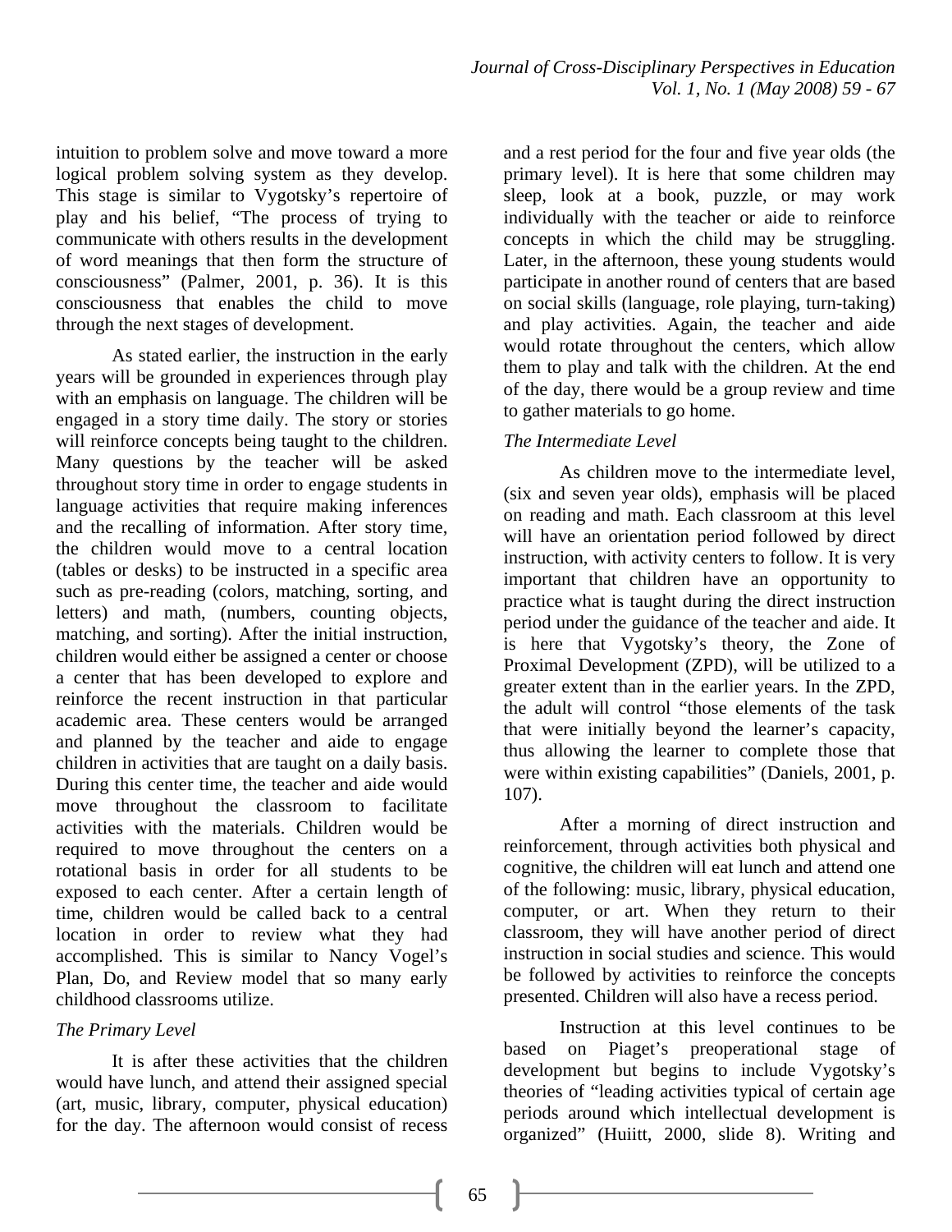intuition to problem solve and move toward a more logical problem solving system as they develop. This stage is similar to Vygotsky's repertoire of play and his belief, "The process of trying to communicate with others results in the development of word meanings that then form the structure of consciousness" (Palmer, 2001, p. 36). It is this consciousness that enables the child to move through the next stages of development.

As stated earlier, the instruction in the early years will be grounded in experiences through play with an emphasis on language. The children will be engaged in a story time daily. The story or stories will reinforce concepts being taught to the children. Many questions by the teacher will be asked throughout story time in order to engage students in language activities that require making inferences and the recalling of information. After story time, the children would move to a central location (tables or desks) to be instructed in a specific area such as pre-reading (colors, matching, sorting, and letters) and math, (numbers, counting objects, matching, and sorting). After the initial instruction, children would either be assigned a center or choose a center that has been developed to explore and reinforce the recent instruction in that particular academic area. These centers would be arranged and planned by the teacher and aide to engage children in activities that are taught on a daily basis. During this center time, the teacher and aide would move throughout the classroom to facilitate activities with the materials. Children would be required to move throughout the centers on a rotational basis in order for all students to be exposed to each center. After a certain length of time, children would be called back to a central location in order to review what they had accomplished. This is similar to Nancy Vogel's Plan, Do, and Review model that so many early childhood classrooms utilize.

*The Primary Level*

It is after these activities that the children would have lunch, and attend their assigned special (art, music, library, computer, physical education) for the day. The afternoon would consist of recess and a rest period for the four and five year olds (the primary level). It is here that some children may sleep, look at a book, puzzle, or may work individually with the teacher or aide to reinforce concepts in which the child may be struggling. Later, in the afternoon, these young students would participate in another round of centers that are based on social skills (language, role playing, turn-taking) and play activities. Again, the teacher and aide would rotate throughout the centers, which allow them to play and talk with the children. At the end of the day, there would be a group review and time to gather materials to go home.

*The Intermediate Level*

As children move to the intermediate level, (six and seven year olds), emphasis will be placed on reading and math. Each classroom at this level will have an orientation period followed by direct instruction, with activity centers to follow. It is very important that children have an opportunity to practice what is taught during the direct instruction period under the guidance of the teacher and aide. It is here that Vygotsky's theory, the Zone of Proximal Development (ZPD), will be utilized to a greater extent than in the earlier years. In the ZPD, the adult will control "those elements of the task that were initially beyond the learner's capacity, thus allowing the learner to complete those that were within existing capabilities" (Daniels, 2001, p. 107).

After a morning of direct instruction and reinforcement, through activities both physical and cognitive, the children will eat lunch and attend one of the following: music, library, physical education, computer, or art. When they return to their classroom, they will have another period of direct instruction in social studies and science. This would be followed by activities to reinforce the concepts presented. Children will also have a recess period.

Instruction at this level continues to be based on Piaget's preoperational stage of development but begins to include Vygotsky's theories of "leading activities typical of certain age periods around which intellectual development is organized" (Huiitt, 2000, slide 8). Writing and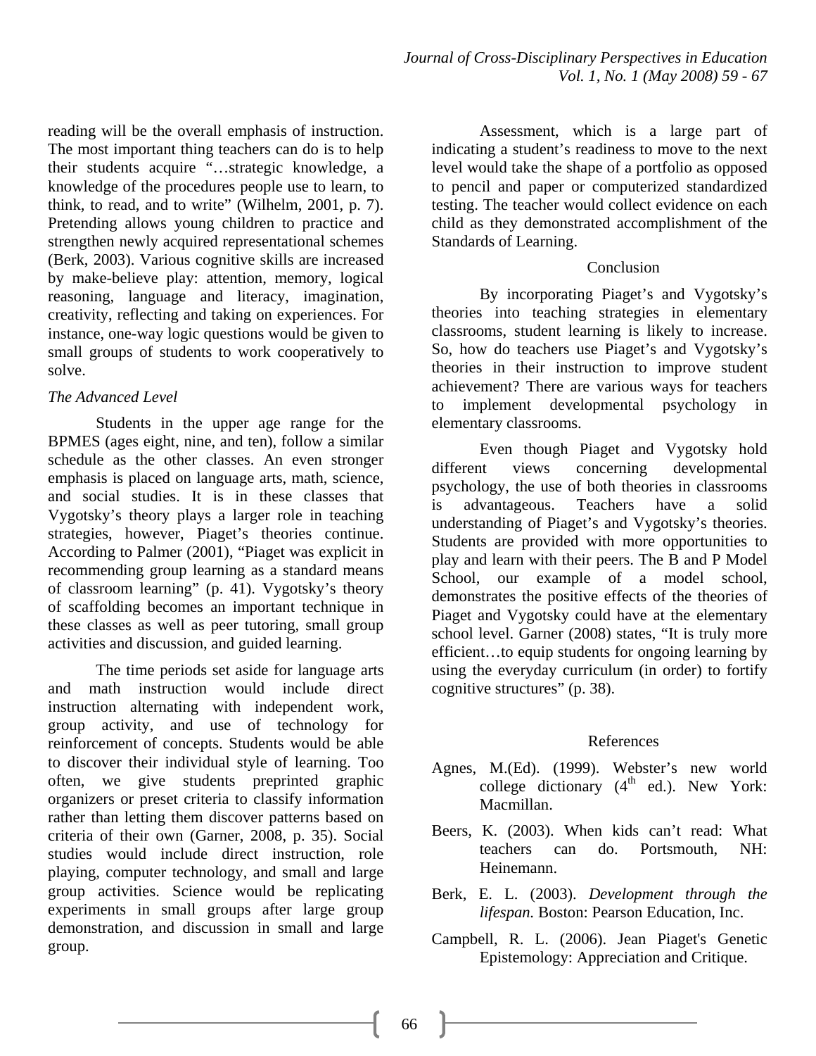reading will be the overall emphasis of instruction. The most important thing teachers can do is to help their students acquire "…strategic knowledge, a knowledge of the procedures people use to learn, to think, to read, and to write" (Wilhelm, 2001, p. 7). Pretending allows young children to practice and strengthen newly acquired representational schemes (Berk, 2003). Various cognitive skills are increased by make-believe play: attention, memory, logical reasoning, language and literacy, imagination, creativity, reflecting and taking on experiences. For instance, one-way logic questions would be given to small groups of students to work cooperatively to solve.

### *The Advanced Level*

Students in the upper age range for the BPMES (ages eight, nine, and ten), follow a similar schedule as the other classes. An even stronger emphasis is placed on language arts, math, science, and social studies. It is in these classes that Vygotsky's theory plays a larger role in teaching strategies, however, Piaget's theories continue. According to Palmer (2001), "Piaget was explicit in recommending group learning as a standard means of classroom learning" (p. 41). Vygotsky's theory of scaffolding becomes an important technique in these classes as well as peer tutoring, small group activities and discussion, and guided learning.

The time periods set aside for language arts and math instruction would include direct instruction alternating with independent work, group activity, and use of technology for reinforcement of concepts. Students would be able to discover their individual style of learning. Too often, we give students preprinted graphic organizers or preset criteria to classify information rather than letting them discover patterns based on criteria of their own (Garner, 2008, p. 35). Social studies would include direct instruction, role playing, computer technology, and small and large group activities. Science would be replicating experiments in small groups after large group demonstration, and discussion in small and large group.

Assessment, which is a large part of indicating a student's readiness to move to the next level would take the shape of a portfolio as opposed to pencil and paper or computerized standardized testing. The teacher would collect evidence on each child as they demonstrated accomplishment of the Standards of Learning.

## Conclusion

By incorporating Piaget's and Vygotsky's theories into teaching strategies in elementary classrooms, student learning is likely to increase. So, how do teachers use Piaget's and Vygotsky's theories in their instruction to improve student achievement? There are various ways for teachers to implement developmental psychology in elementary classrooms.

Even though Piaget and Vygotsky hold different views concerning developmental psychology, the use of both theories in classrooms is advantageous. Teachers have a solid understanding of Piaget's and Vygotsky's theories. Students are provided with more opportunities to play and learn with their peers. The B and P Model School, our example of a model school, demonstrates the positive effects of the theories of Piaget and Vygotsky could have at the elementary school level. Garner (2008) states, "It is truly more efficient…to equip students for ongoing learning by using the everyday curriculum (in order) to fortify cognitive structures" (p. 38).

## References

Agnes, M.(Ed). (1999). Webster's new world college dictionary (4th ed.). New York: Macmillan.

Beers, K. (2003). When kids can't read: What teachers can do. Portsmouth, NH: Heinemann.

Berk, E. L. (2003). *Development through the lifespan.* Boston: Pearson Education, Inc.

Campbell, R. L. (2006). Jean Piaget's Genetic Epistemology: Appreciation and Critique.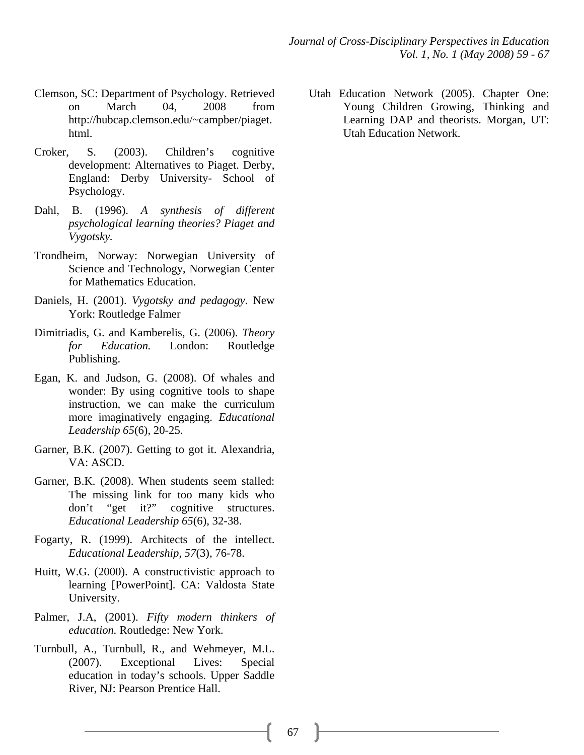Clemson, SC: Department of Psychology. Retrieved on March 04, 2008 from http://hubcap.clemson.edu/~campber/piaget.html.

Croker, S. (2003). Children's cognitive development: Alternatives to Piaget. Derby, England: Derby University- School of Psychology.

Dahl, B. (1996). *A synthesis of different psychological learning theories? Piaget and Vygotsky*.

Trondheim, Norway: Norwegian University of Science and Technology, Norwegian Center for Mathematics Education.

Daniels, H. (2001). *Vygotsky and pedagogy*. New York: Routledge Falmer

Dimitriadis, G. and Kamberelis, G. (2006). *Theory for Education.* London: Routledge Publishing.

Egan, K. and Judson, G. (2008). Of whales and wonder: By using cognitive tools to shape instruction, we can make the curriculum more imaginatively engaging. *Educational Leadership 65*(6), 20-25.

Garner, B.K. (2007). Getting to got it. Alexandria, VA: ASCD.

Garner, B.K. (2008). When students seem stalled: The missing link for too many kids who don't "get it?" cognitive structures. *Educational Leadership 65*(6), 32-38.

Fogarty, R. (1999). Architects of the intellect. *Educational Leadership, 57*(3), 76-78.

Huitt, W.G. (2000). A constructivistic approach to learning [PowerPoint]. CA: Valdosta State University.

Palmer, J.A, (2001). *Fifty modern thinkers of education.* Routledge: New York.

Turnbull, A., Turnbull, R., and Wehmeyer, M.L. (2007). Exceptional Lives: Special education in today's schools. Upper Saddle River, NJ: Pearson Prentice Hall.

Utah Education Network (2005). Chapter One: Young Children Growing, Thinking and Learning DAP and theorists. Morgan, UT: Utah Education Network.